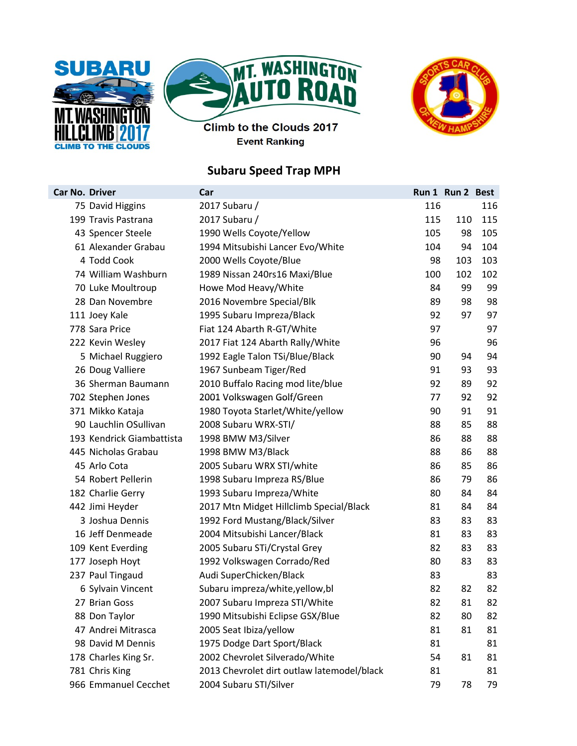Climb to the Clouds 2017

Event Ranking

## Subaru Speed Trap MPH

| Car No. | Driver | Car | Run 1 | Run 2 | Best |
|---|---|---|---|---|---|
| 75 | David Higgins | 2017 Subaru / | 116 | | 116 |
| 199 | Travis Pastrana | 2017 Subaru / | 115 | 110 | 115 |
| 43 | Spencer Steele | 1990 Wells Coyote/Yellow | 105 | 98 | 105 |
| 61 | Alexander Grabau | 1994 Mitsubishi Lancer Evo/White | 104 | 94 | 104 |
| 4 | Todd Cook | 2000 Wells Coyote/Blue | 98 | 103 | 103 |
| 74 | William Washburn | 1989 Nissan 240rs16 Maxi/Blue | 100 | 102 | 102 |
| 70 | Luke Moultroup | Howe Mod Heavy/White | 84 | 99 | 99 |
| 28 | Dan Novembre | 2016 Novembre Special/Blk | 89 | 98 | 98 |
| 111 | Joey Kale | 1995 Subaru Impreza/Black | 92 | 97 | 97 |
| 778 | Sara Price | Fiat 124 Abarth R-GT/White | 97 | | 97 |
| 222 | Kevin Wesley | 2017 Fiat 124 Abarth Rally/White | 96 | | 96 |
| 5 | Michael Ruggiero | 1992 Eagle Talon TSi/Blue/Black | 90 | 94 | 94 |
| 26 | Doug Valliere | 1967 Sunbeam Tiger/Red | 91 | 93 | 93 |
| 36 | Sherman Baumann | 2010 Buffalo Racing mod lite/blue | 92 | 89 | 92 |
| 702 | Stephen Jones | 2001 Volkswagen Golf/Green | 77 | 92 | 92 |
| 371 | Mikko Kataja | 1980 Toyota Starlet/White/yellow | 90 | 91 | 91 |
| 90 | Lauchlin OSullivan | 2008 Subaru WRX-STI/ | 88 | 85 | 88 |
| 193 | Kendrick Giambattista | 1998 BMW M3/Silver | 86 | 88 | 88 |
| 445 | Nicholas Grabau | 1998 BMW M3/Black | 88 | 86 | 88 |
| 45 | Arlo Cota | 2005 Subaru WRX STI/white | 86 | 85 | 86 |
| 54 | Robert Pellerin | 1998 Subaru Impreza RS/Blue | 86 | 79 | 86 |
| 182 | Charlie Gerry | 1993 Subaru Impreza/White | 80 | 84 | 84 |
| 442 | Jimi Heyder | 2017 Mtn Midget Hillclimb Special/Black | 81 | 84 | 84 |
| 3 | Joshua Dennis | 1992 Ford Mustang/Black/Silver | 83 | 83 | 83 |
| 16 | Jeff Denmeade | 2004 Mitsubishi Lancer/Black | 81 | 83 | 83 |
| 109 | Kent Everding | 2005 Subaru STi/Crystal Grey | 82 | 83 | 83 |
| 177 | Joseph Hoyt | 1992 Volkswagen Corrado/Red | 80 | 83 | 83 |
| 237 | Paul Tingaud | Audi SuperChicken/Black | 83 | | 83 |
| 6 | Sylvain Vincent | Subaru impreza/white,yellow,bl | 82 | 82 | 82 |
| 27 | Brian Goss | 2007 Subaru Impreza STI/White | 82 | 81 | 82 |
| 88 | Don Taylor | 1990 Mitsubishi Eclipse GSX/Blue | 82 | 80 | 82 |
| 47 | Andrei Mitrasca | 2005 Seat Ibiza/yellow | 81 | 81 | 81 |
| 98 | David M Dennis | 1975 Dodge Dart Sport/Black | 81 | | 81 |
| 178 | Charles King Sr. | 2002 Chevrolet Silverado/White | 54 | 81 | 81 |
| 781 | Chris King | 2013 Chevrolet dirt outlaw latemodel/black | 81 | | 81 |
| 966 | Emmanuel Cecchet | 2004 Subaru STI/Silver | 79 | 78 | 79 |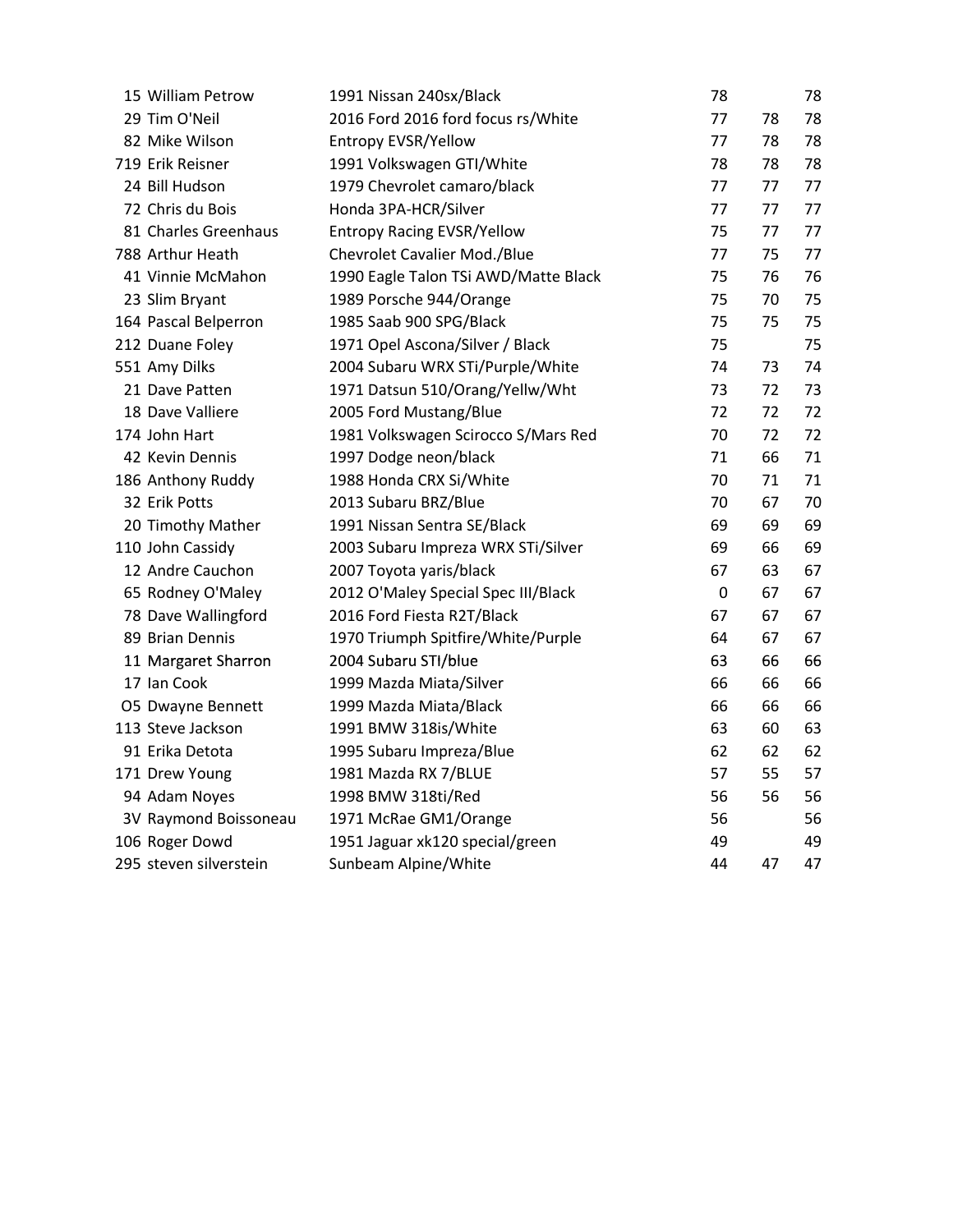| | | | | |
|---|---|---|---|---|
| 15 | William Petrow | 1991 Nissan 240sx/Black | 78 | | 78 |
| 29 | Tim O'Neil | 2016 Ford 2016 ford focus rs/White | 77 | 78 | 78 |
| 82 | Mike Wilson | Entropy EVSR/Yellow | 77 | 78 | 78 |
| 719 | Erik Reisner | 1991 Volkswagen GTI/White | 78 | 78 | 78 |
| 24 | Bill Hudson | 1979 Chevrolet camaro/black | 77 | 77 | 77 |
| 72 | Chris du Bois | Honda 3PA-HCR/Silver | 77 | 77 | 77 |
| 81 | Charles Greenhaus | Entropy Racing EVSR/Yellow | 75 | 77 | 77 |
| 788 | Arthur Heath | Chevrolet Cavalier Mod./Blue | 77 | 75 | 77 |
| 41 | Vinnie McMahon | 1990 Eagle Talon TSi AWD/Matte Black | 75 | 76 | 76 |
| 23 | Slim Bryant | 1989 Porsche 944/Orange | 75 | 70 | 75 |
| 164 | Pascal Belperron | 1985 Saab 900 SPG/Black | 75 | 75 | 75 |
| 212 | Duane Foley | 1971 Opel Ascona/Silver / Black | 75 | | 75 |
| 551 | Amy Dilks | 2004 Subaru WRX STi/Purple/White | 74 | 73 | 74 |
| 21 | Dave Patten | 1971 Datsun 510/Orang/Yellw/Wht | 73 | 72 | 73 |
| 18 | Dave Valliere | 2005 Ford Mustang/Blue | 72 | 72 | 72 |
| 174 | John Hart | 1981 Volkswagen Scirocco S/Mars Red | 70 | 72 | 72 |
| 42 | Kevin Dennis | 1997 Dodge neon/black | 71 | 66 | 71 |
| 186 | Anthony Ruddy | 1988 Honda CRX Si/White | 70 | 71 | 71 |
| 32 | Erik Potts | 2013 Subaru BRZ/Blue | 70 | 67 | 70 |
| 20 | Timothy Mather | 1991 Nissan Sentra SE/Black | 69 | 69 | 69 |
| 110 | John Cassidy | 2003 Subaru Impreza WRX STi/Silver | 69 | 66 | 69 |
| 12 | Andre Cauchon | 2007 Toyota yaris/black | 67 | 63 | 67 |
| 65 | Rodney O'Maley | 2012 O'Maley Special Spec III/Black | 0 | 67 | 67 |
| 78 | Dave Wallingford | 2016 Ford Fiesta R2T/Black | 67 | 67 | 67 |
| 89 | Brian Dennis | 1970 Triumph Spitfire/White/Purple | 64 | 67 | 67 |
| 11 | Margaret Sharron | 2004 Subaru STI/blue | 63 | 66 | 66 |
| 17 | Ian Cook | 1999 Mazda Miata/Silver | 66 | 66 | 66 |
| O5 | Dwayne Bennett | 1999 Mazda Miata/Black | 66 | 66 | 66 |
| 113 | Steve Jackson | 1991 BMW 318is/White | 63 | 60 | 63 |
| 91 | Erika Detota | 1995 Subaru Impreza/Blue | 62 | 62 | 62 |
| 171 | Drew Young | 1981 Mazda RX 7/BLUE | 57 | 55 | 57 |
| 94 | Adam Noyes | 1998 BMW 318ti/Red | 56 | 56 | 56 |
| 3V | Raymond Boissoneau | 1971 McRae GM1/Orange | 56 | | 56 |
| 106 | Roger Dowd | 1951 Jaguar xk120 special/green | 49 | | 49 |
| 295 | steven silverstein | Sunbeam Alpine/White | 44 | 47 | 47 |